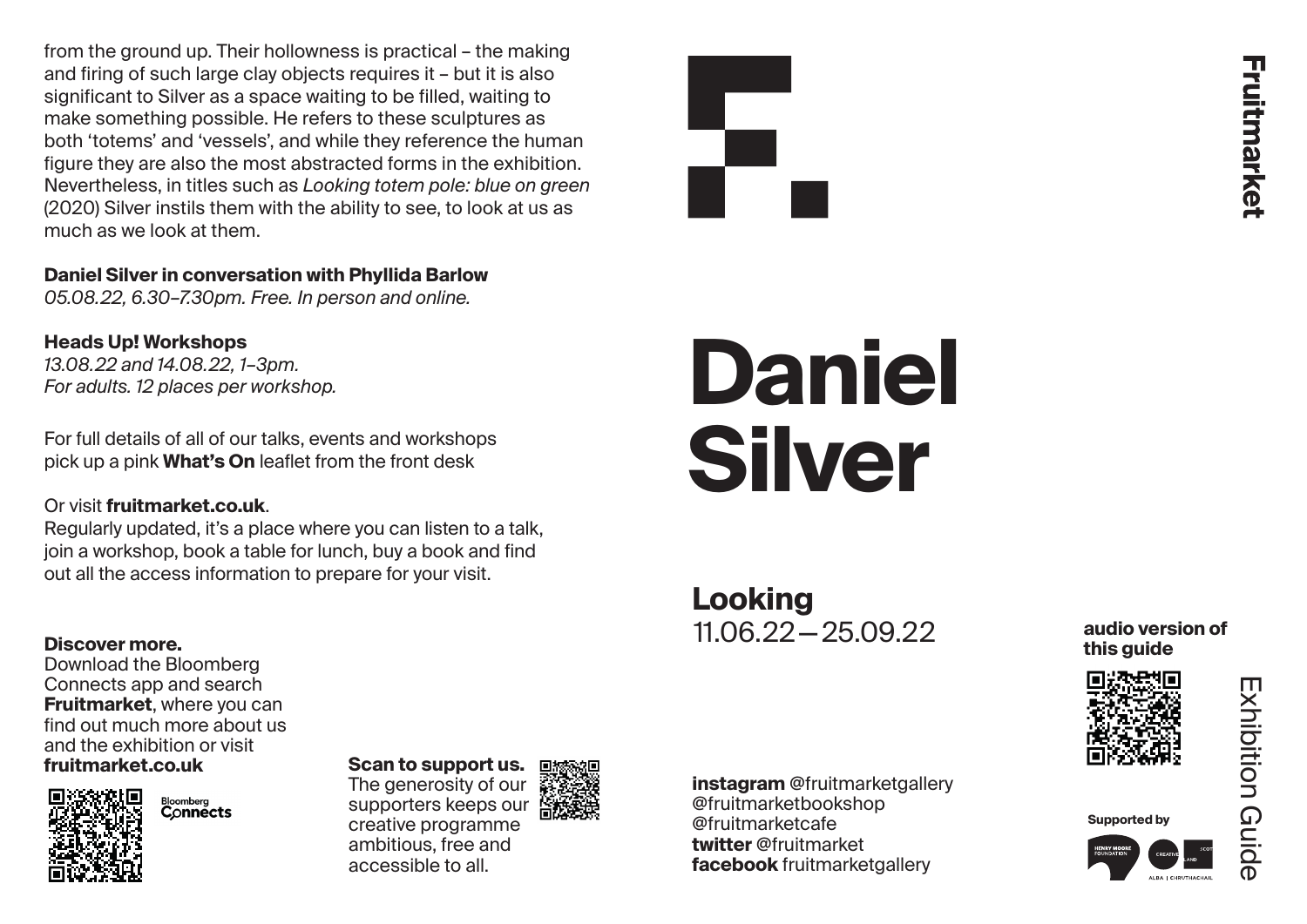from the ground up. Their hollowness is practical – the making and firing of such large clay objects requires it – but it is also significant to Silver as a space waiting to be filled, waiting to make something possible. He refers to these sculptures as both 'totems' and 'vessels', and while they reference the human figure they are also the most abstracted forms in the exhibition. Nevertheless, in titles such as *Looking totem pole: blue on green* (2020) Silver instils them with the ability to see, to look at us as much as we look at them.

**Daniel Silver in conversation with Phyllida Barlow**
*05.08.22, 6.30–7.30pm. Free. In person and online.*

**Heads Up! Workshops**
*13.08.22 and 14.08.22, 1–3pm.*
*For adults. 12 places per workshop.*

For full details of all of our talks, events and workshops pick up a pink **What's On** leaflet from the front desk

Or visit **fruitmarket.co.uk**.
Regularly updated, it's a place where you can listen to a talk, join a workshop, book a table for lunch, buy a book and find out all the access information to prepare for your visit.

**Discover more.**
Download the Bloomberg Connects app and search **Fruitmarket**, where you can find out much more about us and the exhibition or visit **fruitmarket.co.uk**

Bloomberg Connects

**Scan to support us.**
The generosity of our supporters keeps our creative programme ambitious, free and accessible to all.

**Fruitmarket**

# Daniel Silver

## Looking

11.06.22 — 25.09.22

**instagram** @fruitmarketgallery
@fruitmarketbookshop
@fruitmarketcafe
**twitter** @fruitmarket
**facebook** fruitmarketgallery

**audio version of this guide**

**Supported by**

Exhibition Guide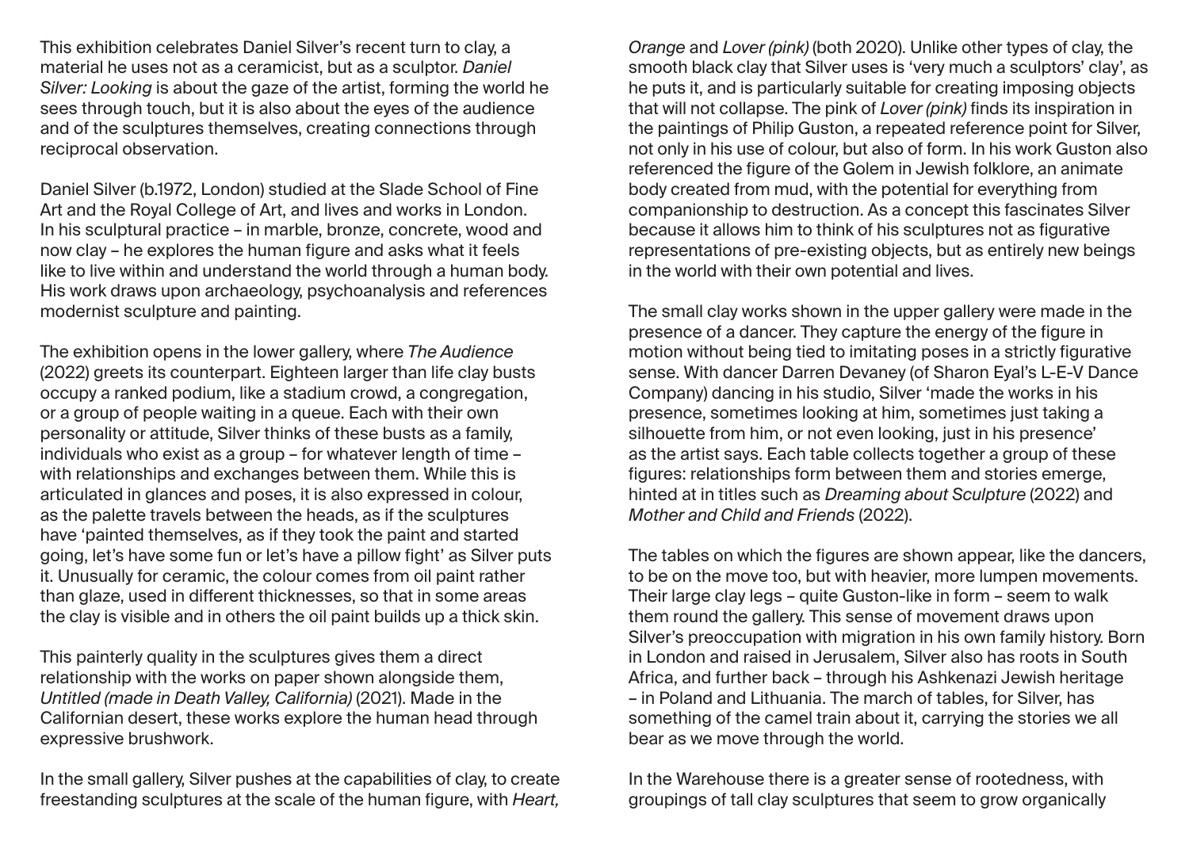This exhibition celebrates Daniel Silver's recent turn to clay, a material he uses not as a ceramicist, but as a sculptor. *Daniel Silver: Looking* is about the gaze of the artist, forming the world he sees through touch, but it is also about the eyes of the audience and of the sculptures themselves, creating connections through reciprocal observation.

Daniel Silver (b.1972, London) studied at the Slade School of Fine Art and the Royal College of Art, and lives and works in London. In his sculptural practice – in marble, bronze, concrete, wood and now clay – he explores the human figure and asks what it feels like to live within and understand the world through a human body. His work draws upon archaeology, psychoanalysis and references modernist sculpture and painting.

The exhibition opens in the lower gallery, where *The Audience* (2022) greets its counterpart. Eighteen larger than life clay busts occupy a ranked podium, like a stadium crowd, a congregation, or a group of people waiting in a queue. Each with their own personality or attitude, Silver thinks of these busts as a family, individuals who exist as a group – for whatever length of time – with relationships and exchanges between them. While this is articulated in glances and poses, it is also expressed in colour, as the palette travels between the heads, as if the sculptures have 'painted themselves, as if they took the paint and started going, let's have some fun or let's have a pillow fight' as Silver puts it. Unusually for ceramic, the colour comes from oil paint rather than glaze, used in different thicknesses, so that in some areas the clay is visible and in others the oil paint builds up a thick skin.

This painterly quality in the sculptures gives them a direct relationship with the works on paper shown alongside them, *Untitled (made in Death Valley, California)* (2021). Made in the Californian desert, these works explore the human head through expressive brushwork.

In the small gallery, Silver pushes at the capabilities of clay, to create freestanding sculptures at the scale of the human figure, with *Heart, Orange* and *Lover (pink)* (both 2020). Unlike other types of clay, the smooth black clay that Silver uses is 'very much a sculptors' clay', as he puts it, and is particularly suitable for creating imposing objects that will not collapse. The pink of *Lover (pink)* finds its inspiration in the paintings of Philip Guston, a repeated reference point for Silver, not only in his use of colour, but also of form. In his work Guston also referenced the figure of the Golem in Jewish folklore, an animate body created from mud, with the potential for everything from companionship to destruction. As a concept this fascinates Silver because it allows him to think of his sculptures not as figurative representations of pre-existing objects, but as entirely new beings in the world with their own potential and lives.

The small clay works shown in the upper gallery were made in the presence of a dancer. They capture the energy of the figure in motion without being tied to imitating poses in a strictly figurative sense. With dancer Darren Devaney (of Sharon Eyal's L-E-V Dance Company) dancing in his studio, Silver 'made the works in his presence, sometimes looking at him, sometimes just taking a silhouette from him, or not even looking, just in his presence' as the artist says. Each table collects together a group of these figures: relationships form between them and stories emerge, hinted at in titles such as *Dreaming about Sculpture* (2022) and *Mother and Child and Friends* (2022).

The tables on which the figures are shown appear, like the dancers, to be on the move too, but with heavier, more lumpen movements. Their large clay legs – quite Guston-like in form – seem to walk them round the gallery. This sense of movement draws upon Silver's preoccupation with migration in his own family history. Born in London and raised in Jerusalem, Silver also has roots in South Africa, and further back – through his Ashkenazi Jewish heritage – in Poland and Lithuania. The march of tables, for Silver, has something of the camel train about it, carrying the stories we all bear as we move through the world.

In the Warehouse there is a greater sense of rootedness, with groupings of tall clay sculptures that seem to grow organically